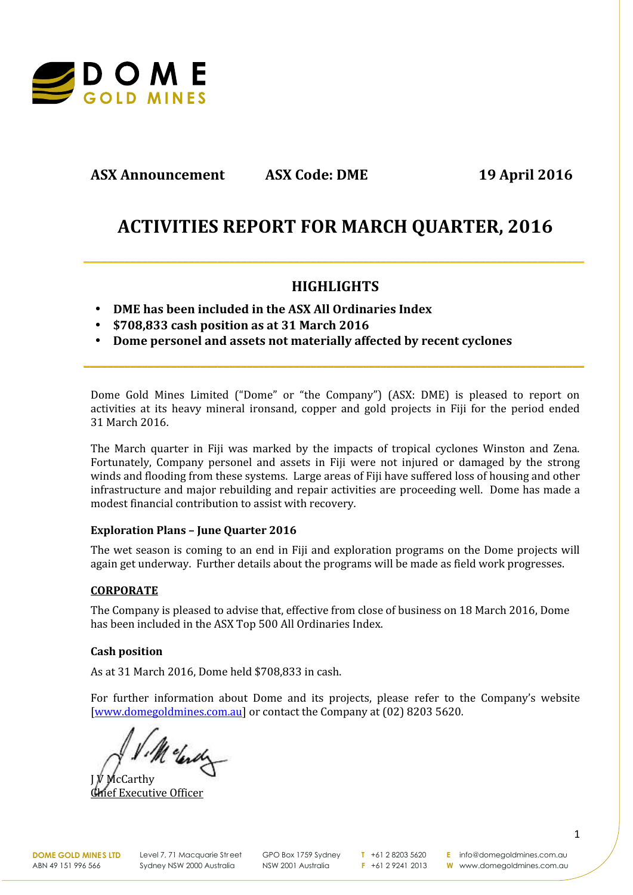**ASX Announcement** **ASX Code: DME** **19 April 2016**

# ACTIVITIES REPORT FOR MARCH QUARTER, 2016

## HIGHLIGHTS

- **DME has been included in the ASX All Ordinaries Index**
- **$708,833 cash position as at 31 March 2016**
- **Dome personel and assets not materially affected by recent cyclones**

Dome Gold Mines Limited ("Dome" or "the Company") (ASX: DME) is pleased to report on activities at its heavy mineral ironsand, copper and gold projects in Fiji for the period ended 31 March 2016.

The March quarter in Fiji was marked by the impacts of tropical cyclones Winston and Zena. Fortunately, Company personel and assets in Fiji were not injured or damaged by the strong winds and flooding from these systems. Large areas of Fiji have suffered loss of housing and other infrastructure and major rebuilding and repair activities are proceeding well. Dome has made a modest financial contribution to assist with recovery.

### Exploration Plans – June Quarter 2016

The wet season is coming to an end in Fiji and exploration programs on the Dome projects will again get underway. Further details about the programs will be made as field work progresses.

### CORPORATE

The Company is pleased to advise that, effective from close of business on 18 March 2016, Dome has been included in the ASX Top 500 All Ordinaries Index.

### Cash position

As at 31 March 2016, Dome held $708,833 in cash.

For further information about Dome and its projects, please refer to the Company's website [www.domegoldmines.com.au] or contact the Company at (02) 8203 5620.

J V McCarthy
Chief Executive Officer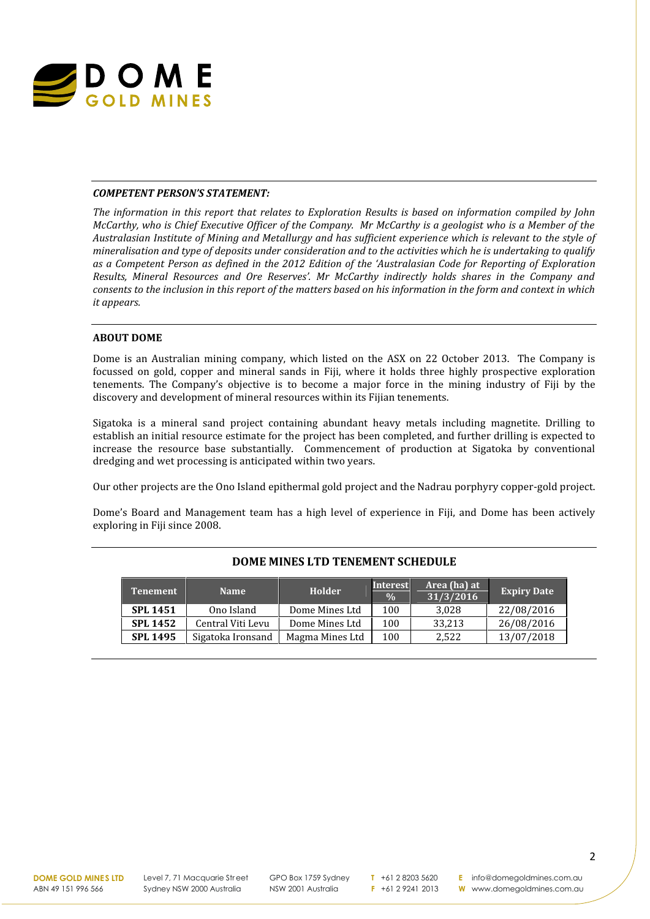### *COMPETENT PERSON'S STATEMENT:*

*The information in this report that relates to Exploration Results is based on information compiled by John McCarthy, who is Chief Executive Officer of the Company. Mr McCarthy is a geologist who is a Member of the Australasian Institute of Mining and Metallurgy and has sufficient experience which is relevant to the style of mineralisation and type of deposits under consideration and to the activities which he is undertaking to qualify as a Competent Person as defined in the 2012 Edition of the 'Australasian Code for Reporting of Exploration Results, Mineral Resources and Ore Reserves'. Mr McCarthy indirectly holds shares in the Company and consents to the inclusion in this report of the matters based on his information in the form and context in which it appears.*

### ABOUT DOME

Dome is an Australian mining company, which listed on the ASX on 22 October 2013. The Company is focussed on gold, copper and mineral sands in Fiji, where it holds three highly prospective exploration tenements. The Company's objective is to become a major force in the mining industry of Fiji by the discovery and development of mineral resources within its Fijian tenements.

Sigatoka is a mineral sand project containing abundant heavy metals including magnetite. Drilling to establish an initial resource estimate for the project has been completed, and further drilling is expected to increase the resource base substantially. Commencement of production at Sigatoka by conventional dredging and wet processing is anticipated within two years.

Our other projects are the Ono Island epithermal gold project and the Nadrau porphyry copper-gold project.

Dome's Board and Management team has a high level of experience in Fiji, and Dome has been actively exploring in Fiji since 2008.

### DOME MINES LTD TENEMENT SCHEDULE

| Tenement | Name | Holder | Interest % | Area (ha) at 31/3/2016 | Expiry Date |
|---|---|---|---|---|---|
| **SPL 1451** | Ono Island | Dome Mines Ltd | 100 | 3,028 | 22/08/2016 |
| **SPL 1452** | Central Viti Levu | Dome Mines Ltd | 100 | 33,213 | 26/08/2016 |
| **SPL 1495** | Sigatoka Ironsand | Magma Mines Ltd | 100 | 2,522 | 13/07/2018 |